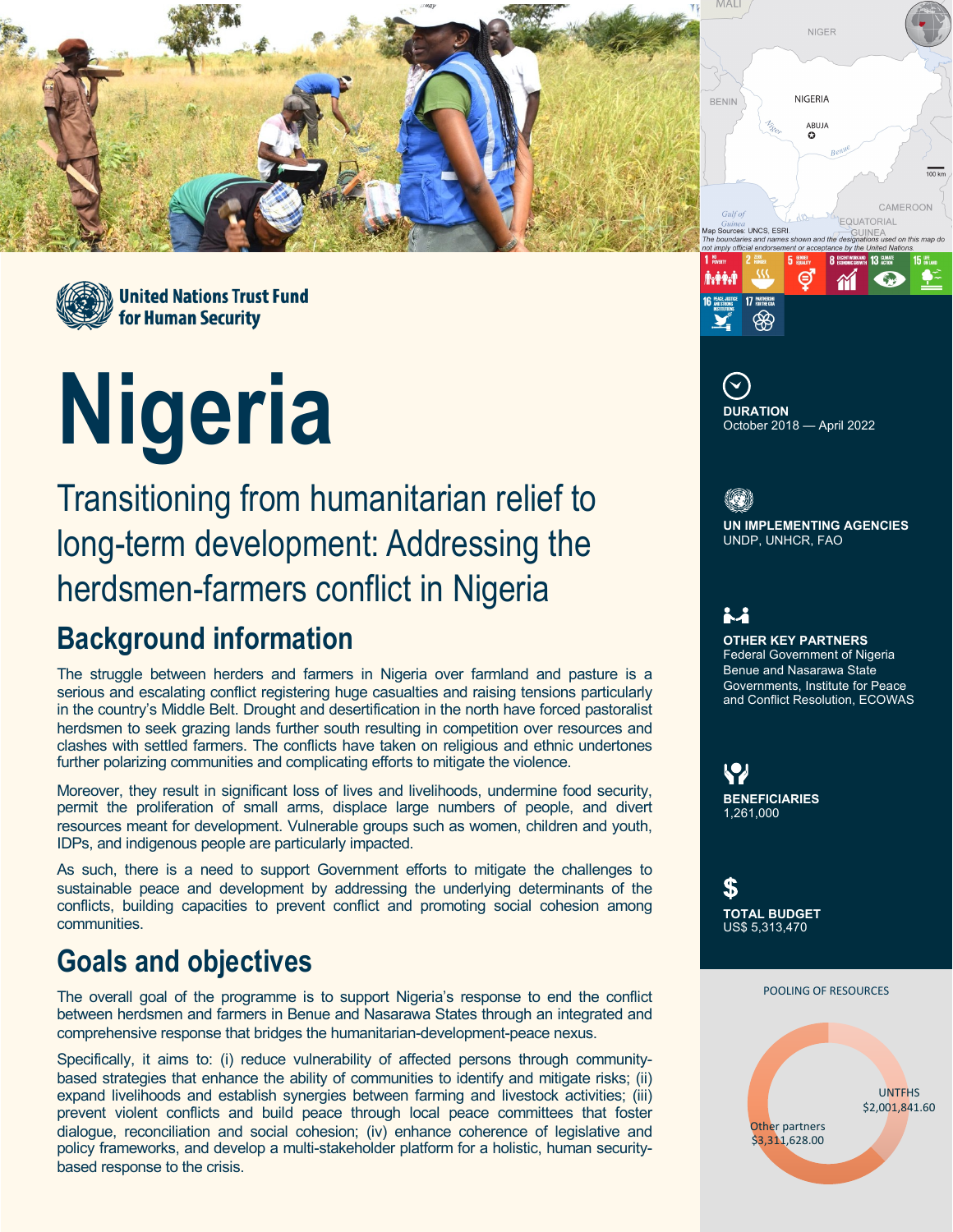United Nations Trust Fund for Human Security

# Nigeria

## Transitioning from humanitarian relief to long-term development: Addressing the herdsmen-farmers conflict in Nigeria

## Background information

The struggle between herders and farmers in Nigeria over farmland and pasture is a serious and escalating conflict registering huge casualties and raising tensions particularly in the country's Middle Belt. Drought and desertification in the north have forced pastoralist herdsmen to seek grazing lands further south resulting in competition over resources and clashes with settled farmers. The conflicts have taken on religious and ethnic undertones further polarizing communities and complicating efforts to mitigate the violence.

Moreover, they result in significant loss of lives and livelihoods, undermine food security, permit the proliferation of small arms, displace large numbers of people, and divert resources meant for development. Vulnerable groups such as women, children and youth, IDPs, and indigenous people are particularly impacted.

As such, there is a need to support Government efforts to mitigate the challenges to sustainable peace and development by addressing the underlying determinants of the conflicts, building capacities to prevent conflict and promoting social cohesion among communities.

## Goals and objectives

The overall goal of the programme is to support Nigeria's response to end the conflict between herdsmen and farmers in Benue and Nasarawa States through an integrated and comprehensive response that bridges the humanitarian-development-peace nexus.

Specifically, it aims to: (i) reduce vulnerability of affected persons through community-based strategies that enhance the ability of communities to identify and mitigate risks; (ii) expand livelihoods and establish synergies between farming and livestock activities; (iii) prevent violent conflicts and build peace through local peace committees that foster dialogue, reconciliation and social cohesion; (iv) enhance coherence of legislative and policy frameworks, and develop a multi-stakeholder platform for a holistic, human security-based response to the crisis.

Map Sources: UNCS, ESRI.
*The boundaries and names shown and the designations used on this map do not imply official endorsement or acceptance by the United Nations.*

**DURATION**
October 2018 — April 2022

**UN IMPLEMENTING AGENCIES**
UNDP, UNHCR, FAO

**OTHER KEY PARTNERS**
Federal Government of Nigeria
Benue and Nasarawa State Governments, Institute for Peace and Conflict Resolution, ECOWAS

**BENEFICIARIES**
1,261,000

**TOTAL BUDGET**
US$ 5,313,470

POOLING OF RESOURCES

- UNTFHS: $2,001,841.60
- Other partners: $3,311,628.00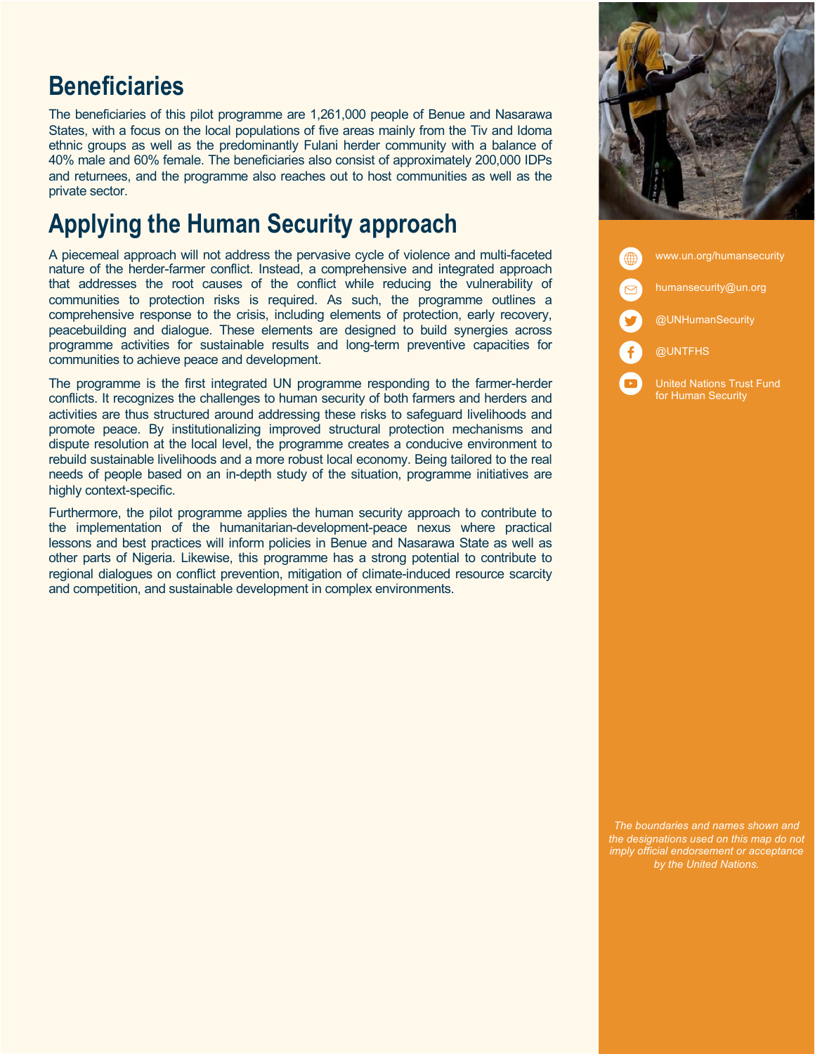## Beneficiaries

The beneficiaries of this pilot programme are 1,261,000 people of Benue and Nasarawa States, with a focus on the local populations of five areas mainly from the Tiv and Idoma ethnic groups as well as the predominantly Fulani herder community with a balance of 40% male and 60% female. The beneficiaries also consist of approximately 200,000 IDPs and returnees, and the programme also reaches out to host communities as well as the private sector.

## Applying the Human Security approach

A piecemeal approach will not address the pervasive cycle of violence and multi-faceted nature of the herder-farmer conflict. Instead, a comprehensive and integrated approach that addresses the root causes of the conflict while reducing the vulnerability of communities to protection risks is required. As such, the programme outlines a comprehensive response to the crisis, including elements of protection, early recovery, peacebuilding and dialogue. These elements are designed to build synergies across programme activities for sustainable results and long-term preventive capacities for communities to achieve peace and development.

The programme is the first integrated UN programme responding to the farmer-herder conflicts. It recognizes the challenges to human security of both farmers and herders and activities are thus structured around addressing these risks to safeguard livelihoods and promote peace. By institutionalizing improved structural protection mechanisms and dispute resolution at the local level, the programme creates a conducive environment to rebuild sustainable livelihoods and a more robust local economy. Being tailored to the real needs of people based on an in-depth study of the situation, programme initiatives are highly context-specific.

Furthermore, the pilot programme applies the human security approach to contribute to the implementation of the humanitarian-development-peace nexus where practical lessons and best practices will inform policies in Benue and Nasarawa State as well as other parts of Nigeria. Likewise, this programme has a strong potential to contribute to regional dialogues on conflict prevention, mitigation of climate-induced resource scarcity and competition, and sustainable development in complex environments.

www.un.org/humansecurity

humansecurity@un.org

@UNHumanSecurity

@UNTFHS

United Nations Trust Fund for Human Security

*The boundaries and names shown and the designations used on this map do not imply official endorsement or acceptance by the United Nations.*